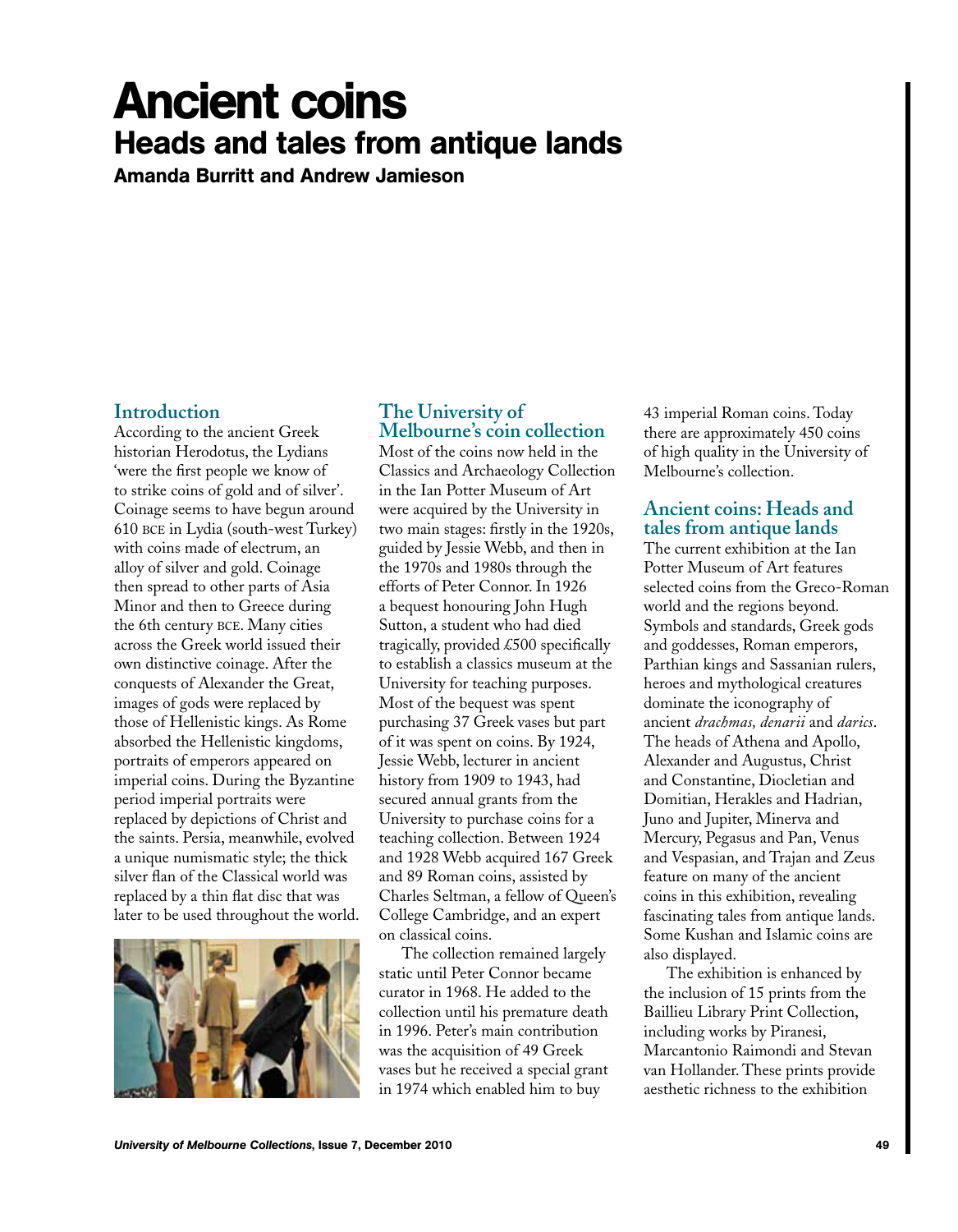# Ancient coins

## Heads and tales from antique lands

**Amanda Burritt and Andrew Jamieson**

### Introduction

According to the ancient Greek historian Herodotus, the Lydians 'were the first people we know of to strike coins of gold and of silver'. Coinage seems to have begun around 610 BCE in Lydia (south-west Turkey) with coins made of electrum, an alloy of silver and gold. Coinage then spread to other parts of Asia Minor and then to Greece during the 6th century BCE. Many cities across the Greek world issued their own distinctive coinage. After the conquests of Alexander the Great, images of gods were replaced by those of Hellenistic kings. As Rome absorbed the Hellenistic kingdoms, portraits of emperors appeared on imperial coins. During the Byzantine period imperial portraits were replaced by depictions of Christ and the saints. Persia, meanwhile, evolved a unique numismatic style; the thick silver flan of the Classical world was replaced by a thin flat disc that was later to be used throughout the world.

### The University of Melbourne's coin collection

Most of the coins now held in the Classics and Archaeology Collection in the Ian Potter Museum of Art were acquired by the University in two main stages: firstly in the 1920s, guided by Jessie Webb, and then in the 1970s and 1980s through the efforts of Peter Connor. In 1926 a bequest honouring John Hugh Sutton, a student who had died tragically, provided £500 specifically to establish a classics museum at the University for teaching purposes. Most of the bequest was spent purchasing 37 Greek vases but part of it was spent on coins. By 1924, Jessie Webb, lecturer in ancient history from 1909 to 1943, had secured annual grants from the University to purchase coins for a teaching collection. Between 1924 and 1928 Webb acquired 167 Greek and 89 Roman coins, assisted by Charles Seltman, a fellow of Queen's College Cambridge, and an expert on classical coins.

The collection remained largely static until Peter Connor became curator in 1968. He added to the collection until his premature death in 1996. Peter's main contribution was the acquisition of 49 Greek vases but he received a special grant in 1974 which enabled him to buy 43 imperial Roman coins. Today there are approximately 450 coins of high quality in the University of Melbourne's collection.

### Ancient coins: Heads and tales from antique lands

The current exhibition at the Ian Potter Museum of Art features selected coins from the Greco-Roman world and the regions beyond. Symbols and standards, Greek gods and goddesses, Roman emperors, Parthian kings and Sassanian rulers, heroes and mythological creatures dominate the iconography of ancient *drachmas, denarii* and *darics*. The heads of Athena and Apollo, Alexander and Augustus, Christ and Constantine, Diocletian and Domitian, Herakles and Hadrian, Juno and Jupiter, Minerva and Mercury, Pegasus and Pan, Venus and Vespasian, and Trajan and Zeus feature on many of the ancient coins in this exhibition, revealing fascinating tales from antique lands. Some Kushan and Islamic coins are also displayed.

The exhibition is enhanced by the inclusion of 15 prints from the Baillieu Library Print Collection, including works by Piranesi, Marcantonio Raimondi and Stevan van Hollander. These prints provide aesthetic richness to the exhibition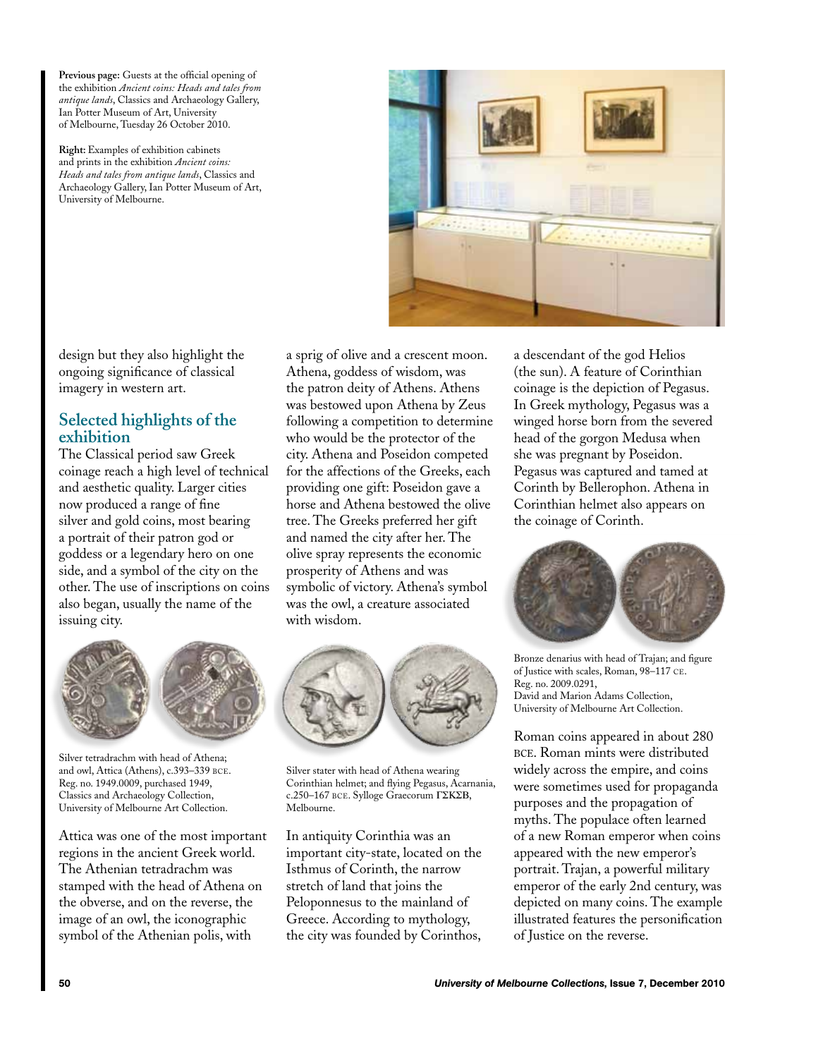**Previous page:** Guests at the official opening of the exhibition *Ancient coins: Heads and tales from antique lands*, Classics and Archaeology Gallery, Ian Potter Museum of Art, University of Melbourne, Tuesday 26 October 2010.

**Right:** Examples of exhibition cabinets and prints in the exhibition *Ancient coins: Heads and tales from antique lands*, Classics and Archaeology Gallery, Ian Potter Museum of Art, University of Melbourne.

design but they also highlight the ongoing significance of classical imagery in western art.

## Selected highlights of the exhibition

The Classical period saw Greek coinage reach a high level of technical and aesthetic quality. Larger cities now produced a range of fine silver and gold coins, most bearing a portrait of their patron god or goddess or a legendary hero on one side, and a symbol of the city on the other. The use of inscriptions on coins also began, usually the name of the issuing city.

Silver tetradrachm with head of Athena; and owl, Attica (Athens), c.393–339 BCE. Reg. no. 1949.0009, purchased 1949, Classics and Archaeology Collection, University of Melbourne Art Collection.

Attica was one of the most important regions in the ancient Greek world. The Athenian tetradrachm was stamped with the head of Athena on the obverse, and on the reverse, the image of an owl, the iconographic symbol of the Athenian polis, with a sprig of olive and a crescent moon. Athena, goddess of wisdom, was the patron deity of Athens. Athens was bestowed upon Athena by Zeus following a competition to determine who would be the protector of the city. Athena and Poseidon competed for the affections of the Greeks, each providing one gift: Poseidon gave a horse and Athena bestowed the olive tree. The Greeks preferred her gift and named the city after her. The olive spray represents the economic prosperity of Athens and was symbolic of victory. Athena's symbol was the owl, a creature associated with wisdom.

Silver stater with head of Athena wearing Corinthian helmet; and flying Pegasus, Acarnania, c.250–167 BCE. Sylloge Graecorum ΓΣΚΣΒ, Melbourne.

In antiquity Corinthia was an important city-state, located on the Isthmus of Corinth, the narrow stretch of land that joins the Peloponnesus to the mainland of Greece. According to mythology, the city was founded by Corinthos, a descendant of the god Helios (the sun). A feature of Corinthian coinage is the depiction of Pegasus. In Greek mythology, Pegasus was a winged horse born from the severed head of the gorgon Medusa when she was pregnant by Poseidon. Pegasus was captured and tamed at Corinth by Bellerophon. Athena in Corinthian helmet also appears on the coinage of Corinth.

Bronze denarius with head of Trajan; and figure of Justice with scales, Roman, 98–117 CE. Reg. no. 2009.0291, David and Marion Adams Collection, University of Melbourne Art Collection.

Roman coins appeared in about 280 BCE. Roman mints were distributed widely across the empire, and coins were sometimes used for propaganda purposes and the propagation of myths. The populace often learned of a new Roman emperor when coins appeared with the new emperor's portrait. Trajan, a powerful military emperor of the early 2nd century, was depicted on many coins. The example illustrated features the personification of Justice on the reverse.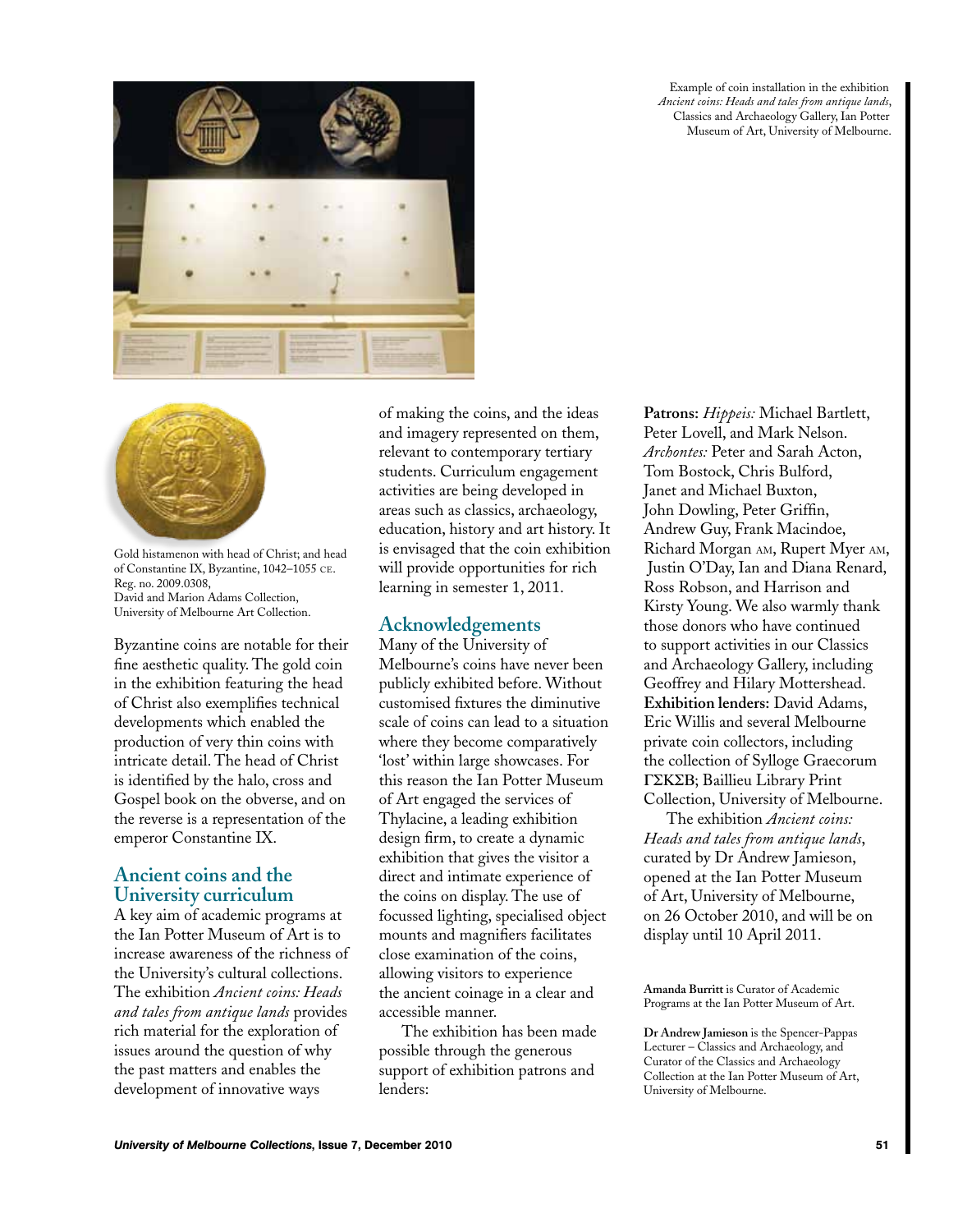Example of coin installation in the exhibition *Ancient coins: Heads and tales from antique lands*, Classics and Archaeology Gallery, Ian Potter Museum of Art, University of Melbourne.

Gold histamenon with head of Christ; and head of Constantine IX, Byzantine, 1042–1055 CE. Reg. no. 2009.0308, David and Marion Adams Collection, University of Melbourne Art Collection.

Byzantine coins are notable for their fine aesthetic quality. The gold coin in the exhibition featuring the head of Christ also exemplifies technical developments which enabled the production of very thin coins with intricate detail. The head of Christ is identified by the halo, cross and Gospel book on the obverse, and on the reverse is a representation of the emperor Constantine IX.

## Ancient coins and the University curriculum

A key aim of academic programs at the Ian Potter Museum of Art is to increase awareness of the richness of the University's cultural collections. The exhibition *Ancient coins: Heads and tales from antique lands* provides rich material for the exploration of issues around the question of why the past matters and enables the development of innovative ways of making the coins, and the ideas and imagery represented on them, relevant to contemporary tertiary students. Curriculum engagement activities are being developed in areas such as classics, archaeology, education, history and art history. It is envisaged that the coin exhibition will provide opportunities for rich learning in semester 1, 2011.

## Acknowledgements

Many of the University of Melbourne's coins have never been publicly exhibited before. Without customised fixtures the diminutive scale of coins can lead to a situation where they become comparatively 'lost' within large showcases. For this reason the Ian Potter Museum of Art engaged the services of Thylacine, a leading exhibition design firm, to create a dynamic exhibition that gives the visitor a direct and intimate experience of the coins on display. The use of focussed lighting, specialised object mounts and magnifiers facilitates close examination of the coins, allowing visitors to experience the ancient coinage in a clear and accessible manner.

The exhibition has been made possible through the generous support of exhibition patrons and lenders:

**Patrons:** *Hippeis:* Michael Bartlett, Peter Lovell, and Mark Nelson. *Archontes:* Peter and Sarah Acton, Tom Bostock, Chris Bulford, Janet and Michael Buxton, John Dowling, Peter Griffin, Andrew Guy, Frank Macindoe, Richard Morgan AM, Rupert Myer AM, Justin O'Day, Ian and Diana Renard, Ross Robson, and Harrison and Kirsty Young. We also warmly thank those donors who have continued to support activities in our Classics and Archaeology Gallery, including Geoffrey and Hilary Mottershead. **Exhibition lenders:** David Adams, Eric Willis and several Melbourne private coin collectors, including the collection of Sylloge Graecorum ΓΣΚΣΒ; Baillieu Library Print Collection, University of Melbourne.

The exhibition *Ancient coins: Heads and tales from antique lands*, curated by Dr Andrew Jamieson, opened at the Ian Potter Museum of Art, University of Melbourne, on 26 October 2010, and will be on display until 10 April 2011.

**Amanda Burritt** is Curator of Academic Programs at the Ian Potter Museum of Art.

**Dr Andrew Jamieson** is the Spencer-Pappas Lecturer – Classics and Archaeology, and Curator of the Classics and Archaeology Collection at the Ian Potter Museum of Art, University of Melbourne.